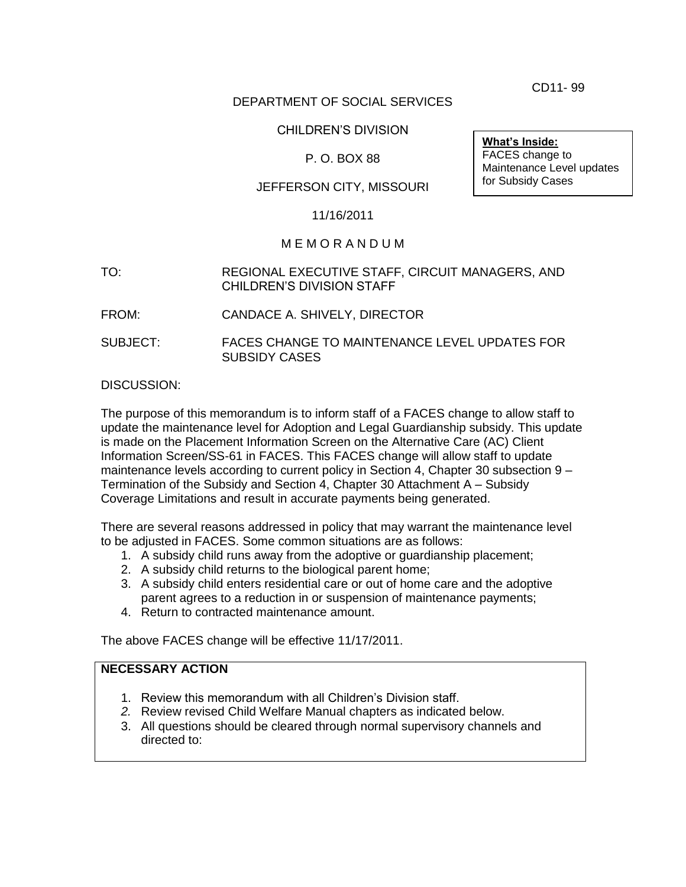CD11- 99

DEPARTMENT OF SOCIAL SERVICES

CHILDREN'S DIVISION

P. O. BOX 88

JEFFERSON CITY, MISSOURI

11/16/2011

**What's Inside:**
FACES change to Maintenance Level updates for Subsidy Cases

M E M O R A N D U M

TO: REGIONAL EXECUTIVE STAFF, CIRCUIT MANAGERS, AND CHILDREN'S DIVISION STAFF

FROM: CANDACE A. SHIVELY, DIRECTOR

SUBJECT: FACES CHANGE TO MAINTENANCE LEVEL UPDATES FOR SUBSIDY CASES

DISCUSSION:

The purpose of this memorandum is to inform staff of a FACES change to allow staff to update the maintenance level for Adoption and Legal Guardianship subsidy. This update is made on the Placement Information Screen on the Alternative Care (AC) Client Information Screen/SS-61 in FACES. This FACES change will allow staff to update maintenance levels according to current policy in Section 4, Chapter 30 subsection 9 – Termination of the Subsidy and Section 4, Chapter 30 Attachment A – Subsidy Coverage Limitations and result in accurate payments being generated.

There are several reasons addressed in policy that may warrant the maintenance level to be adjusted in FACES. Some common situations are as follows:

1. A subsidy child runs away from the adoptive or guardianship placement;
2. A subsidy child returns to the biological parent home;
3. A subsidy child enters residential care or out of home care and the adoptive parent agrees to a reduction in or suspension of maintenance payments;
4. Return to contracted maintenance amount.

The above FACES change will be effective 11/17/2011.

**NECESSARY ACTION**

1. Review this memorandum with all Children's Division staff.
2. Review revised Child Welfare Manual chapters as indicated below.
3. All questions should be cleared through normal supervisory channels and directed to: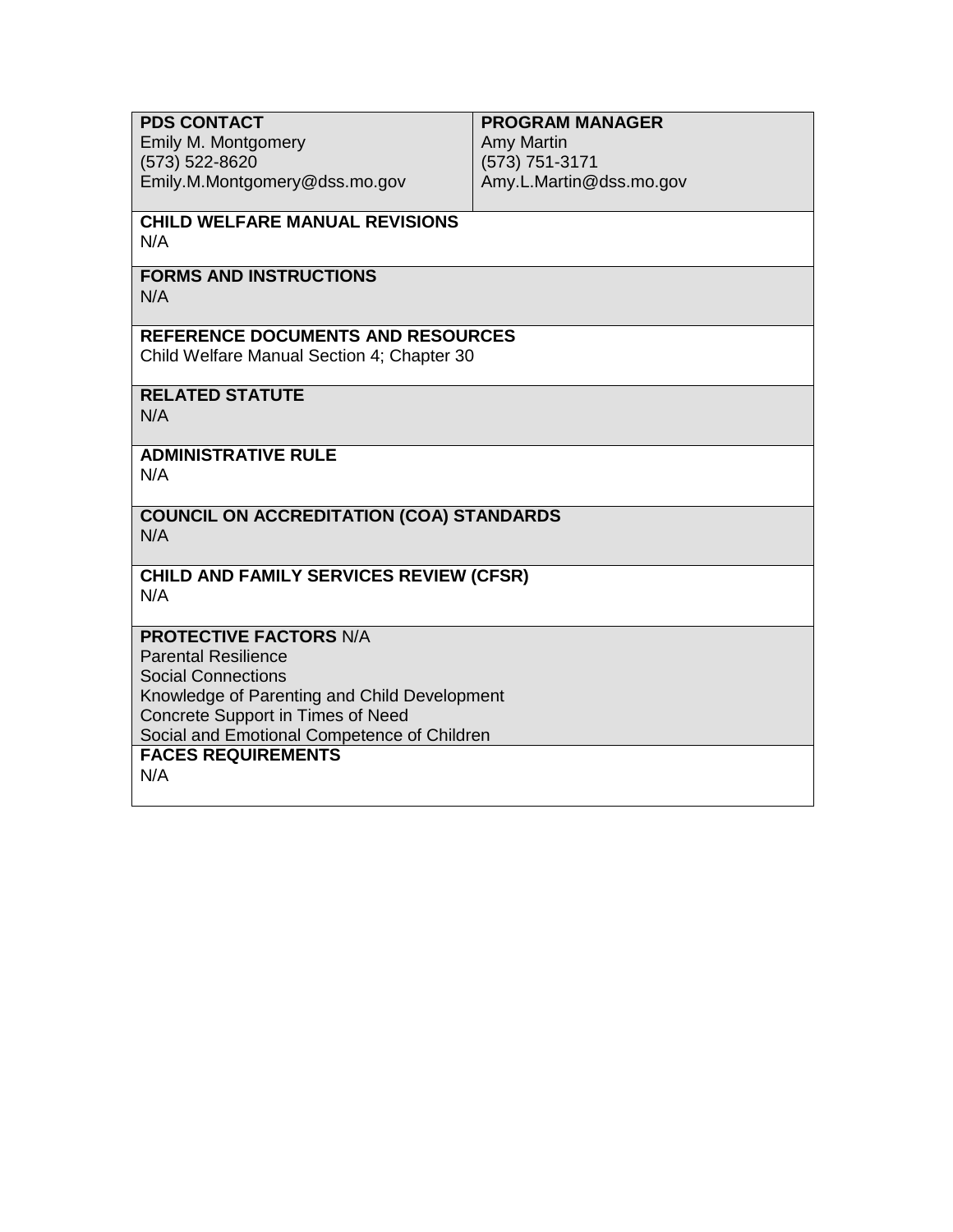| **PDS CONTACT** | **PROGRAM MANAGER** |
| --- | --- |
| Emily M. Montgomery<br>(573) 522-8620<br>Emily.M.Montgomery@dss.mo.gov | Amy Martin<br>(573) 751-3171<br>Amy.L.Martin@dss.mo.gov |

**CHILD WELFARE MANUAL REVISIONS**
N/A

**FORMS AND INSTRUCTIONS**
N/A

**REFERENCE DOCUMENTS AND RESOURCES**
Child Welfare Manual Section 4; Chapter 30

**RELATED STATUTE**
N/A

**ADMINISTRATIVE RULE**
N/A

**COUNCIL ON ACCREDITATION (COA) STANDARDS**
N/A

**CHILD AND FAMILY SERVICES REVIEW (CFSR)**
N/A

**PROTECTIVE FACTORS** N/A
Parental Resilience
Social Connections
Knowledge of Parenting and Child Development
Concrete Support in Times of Need
Social and Emotional Competence of Children

**FACES REQUIREMENTS**
N/A